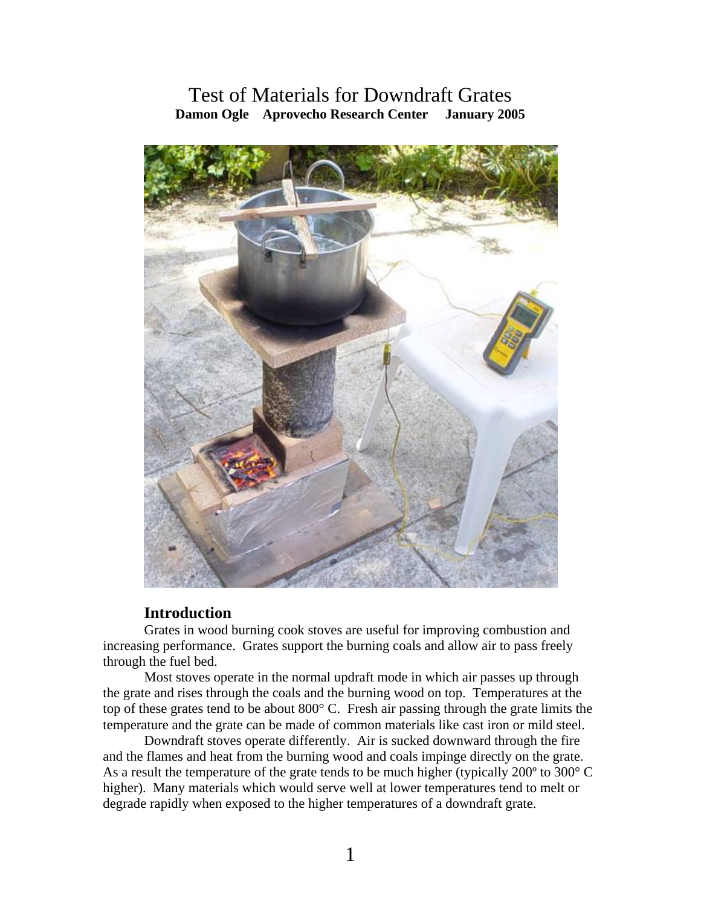# Test of Materials for Downdraft Grates

**Damon Ogle    Aprovecho Research Center    January 2005**

## Introduction

Grates in wood burning cook stoves are useful for improving combustion and increasing performance. Grates support the burning coals and allow air to pass freely through the fuel bed.

Most stoves operate in the normal updraft mode in which air passes up through the grate and rises through the coals and the burning wood on top. Temperatures at the top of these grates tend to be about 800° C. Fresh air passing through the grate limits the temperature and the grate can be made of common materials like cast iron or mild steel.

Downdraft stoves operate differently. Air is sucked downward through the fire and the flames and heat from the burning wood and coals impinge directly on the grate. As a result the temperature of the grate tends to be much higher (typically 200º to 300° C higher). Many materials which would serve well at lower temperatures tend to melt or degrade rapidly when exposed to the higher temperatures of a downdraft grate.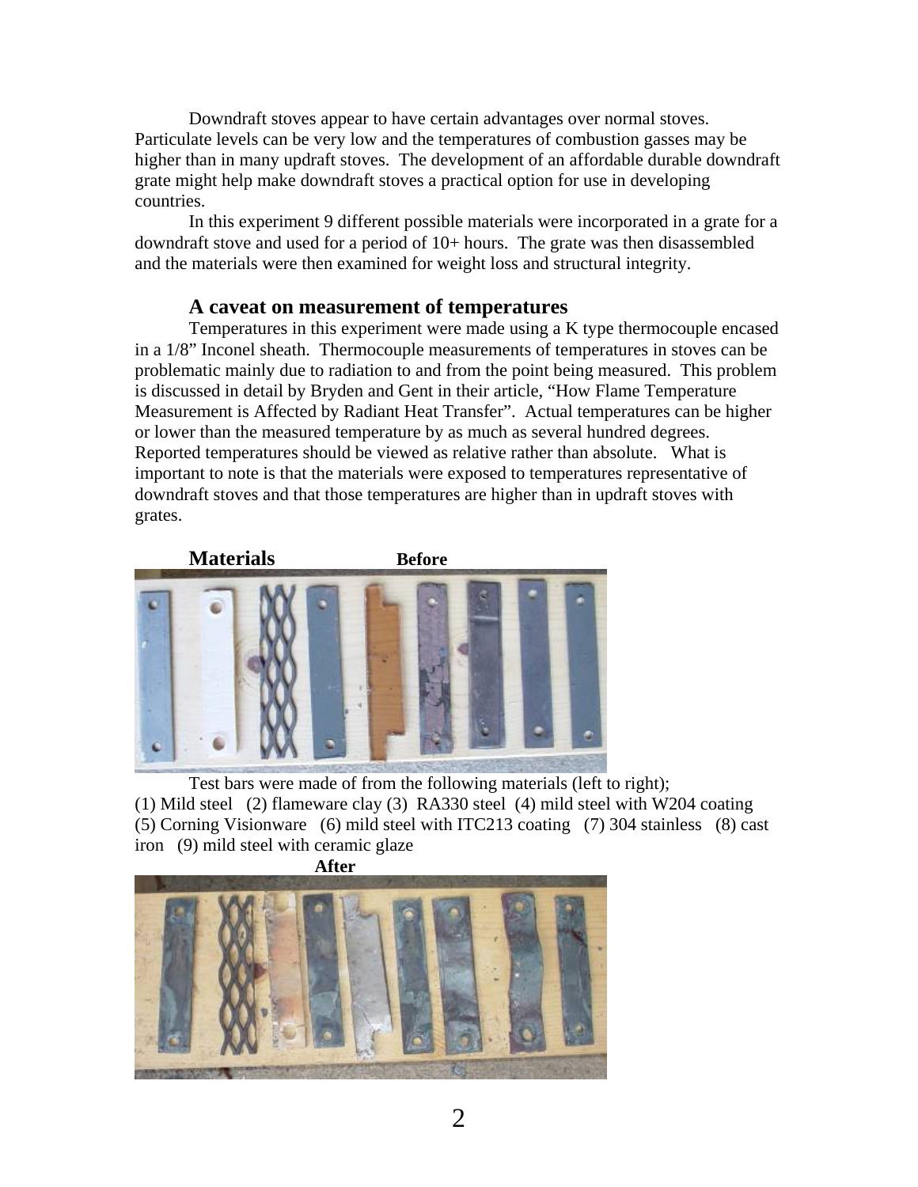Downdraft stoves appear to have certain advantages over normal stoves. Particulate levels can be very low and the temperatures of combustion gasses may be higher than in many updraft stoves. The development of an affordable durable downdraft grate might help make downdraft stoves a practical option for use in developing countries.

In this experiment 9 different possible materials were incorporated in a grate for a downdraft stove and used for a period of 10+ hours. The grate was then disassembled and the materials were then examined for weight loss and structural integrity.

## A caveat on measurement of temperatures

Temperatures in this experiment were made using a K type thermocouple encased in a 1/8" Inconel sheath. Thermocouple measurements of temperatures in stoves can be problematic mainly due to radiation to and from the point being measured. This problem is discussed in detail by Bryden and Gent in their article, "How Flame Temperature Measurement is Affected by Radiant Heat Transfer". Actual temperatures can be higher or lower than the measured temperature by as much as several hundred degrees. Reported temperatures should be viewed as relative rather than absolute. What is important to note is that the materials were exposed to temperatures representative of downdraft stoves and that those temperatures are higher than in updraft stoves with grates.

## Materials

**Before**

Test bars were made of from the following materials (left to right); (1) Mild steel (2) flameware clay (3) RA330 steel (4) mild steel with W204 coating (5) Corning Visionware (6) mild steel with ITC213 coating (7) 304 stainless (8) cast iron (9) mild steel with ceramic glaze

**After**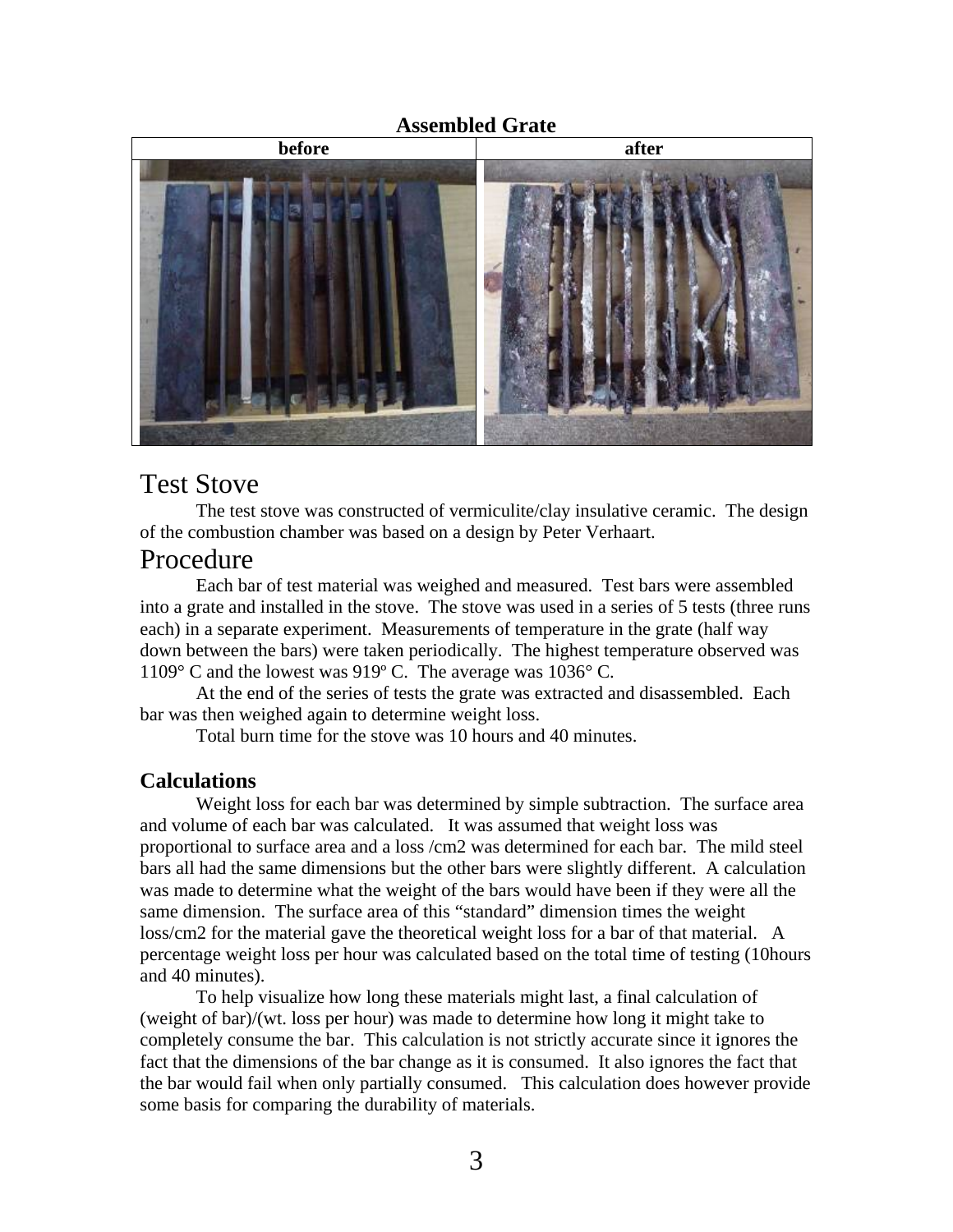**Assembled Grate**

| before | after |
| --- | --- |
| | |

# Test Stove

The test stove was constructed of vermiculite/clay insulative ceramic. The design of the combustion chamber was based on a design by Peter Verhaart.

# Procedure

Each bar of test material was weighed and measured. Test bars were assembled into a grate and installed in the stove. The stove was used in a series of 5 tests (three runs each) in a separate experiment. Measurements of temperature in the grate (half way down between the bars) were taken periodically. The highest temperature observed was 1109° C and the lowest was 919º C. The average was 1036° C.

At the end of the series of tests the grate was extracted and disassembled. Each bar was then weighed again to determine weight loss.

Total burn time for the stove was 10 hours and 40 minutes.

### Calculations

Weight loss for each bar was determined by simple subtraction. The surface area and volume of each bar was calculated. It was assumed that weight loss was proportional to surface area and a loss /cm2 was determined for each bar. The mild steel bars all had the same dimensions but the other bars were slightly different. A calculation was made to determine what the weight of the bars would have been if they were all the same dimension. The surface area of this "standard" dimension times the weight loss/cm2 for the material gave the theoretical weight loss for a bar of that material. A percentage weight loss per hour was calculated based on the total time of testing (10hours and 40 minutes).

To help visualize how long these materials might last, a final calculation of (weight of bar)/(wt. loss per hour) was made to determine how long it might take to completely consume the bar. This calculation is not strictly accurate since it ignores the fact that the dimensions of the bar change as it is consumed. It also ignores the fact that the bar would fail when only partially consumed. This calculation does however provide some basis for comparing the durability of materials.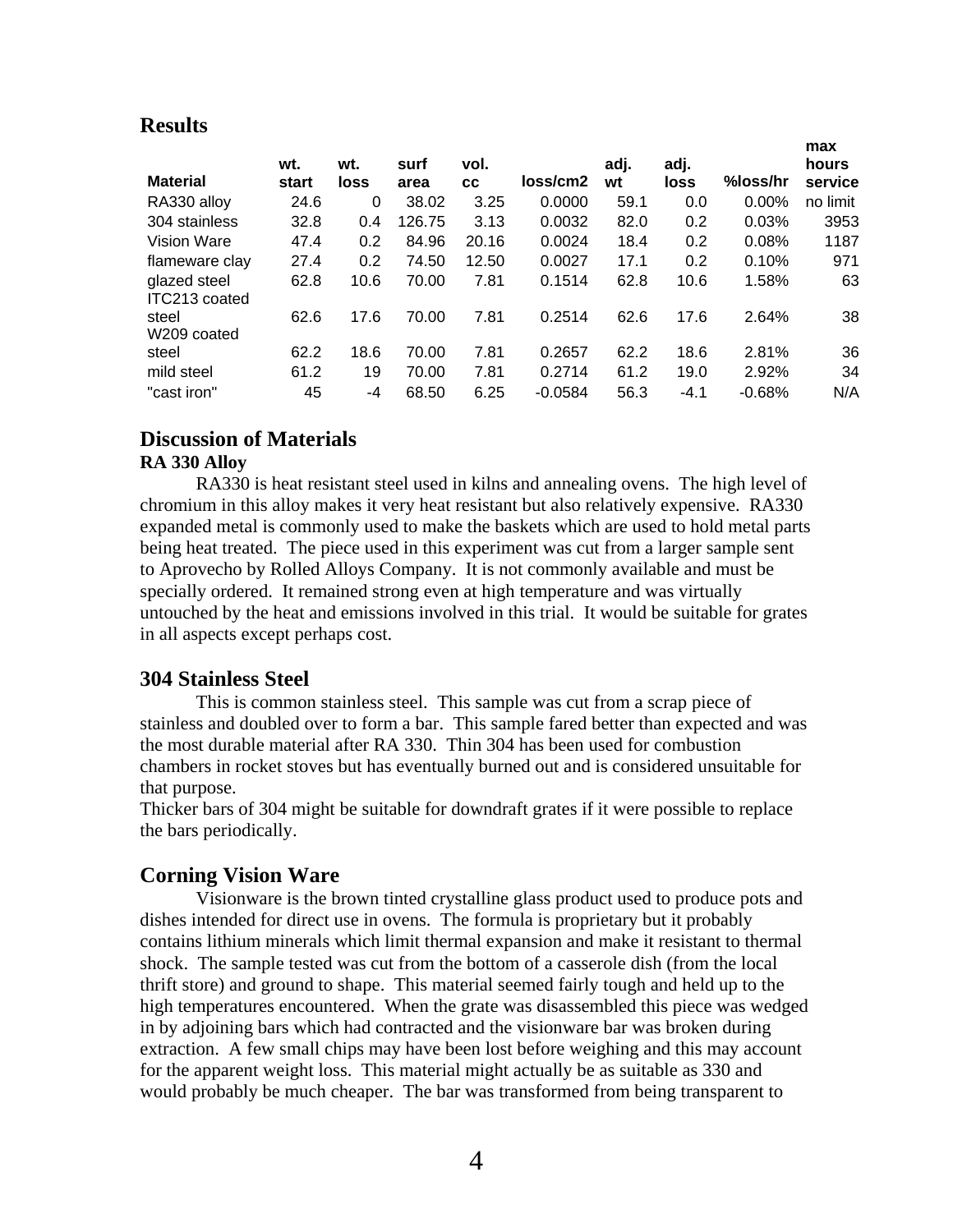## Results

| Material | wt. start | wt. loss | surf area | vol. cc | loss/cm2 | adj. wt | adj. loss | %loss/hr | max hours service |
|---|---|---|---|---|---|---|---|---|---|
| RA330 alloy | 24.6 | 0 | 38.02 | 3.25 | 0.0000 | 59.1 | 0.0 | 0.00% | no limit |
| 304 stainless | 32.8 | 0.4 | 126.75 | 3.13 | 0.0032 | 82.0 | 0.2 | 0.03% | 3953 |
| Vision Ware | 47.4 | 0.2 | 84.96 | 20.16 | 0.0024 | 18.4 | 0.2 | 0.08% | 1187 |
| flameware clay | 27.4 | 0.2 | 74.50 | 12.50 | 0.0027 | 17.1 | 0.2 | 0.10% | 971 |
| glazed steel | 62.8 | 10.6 | 70.00 | 7.81 | 0.1514 | 62.8 | 10.6 | 1.58% | 63 |
| ITC213 coated steel | 62.6 | 17.6 | 70.00 | 7.81 | 0.2514 | 62.6 | 17.6 | 2.64% | 38 |
| W209 coated steel | 62.2 | 18.6 | 70.00 | 7.81 | 0.2657 | 62.2 | 18.6 | 2.81% | 36 |
| mild steel | 61.2 | 19 | 70.00 | 7.81 | 0.2714 | 61.2 | 19.0 | 2.92% | 34 |
| "cast iron" | 45 | -4 | 68.50 | 6.25 | -0.0584 | 56.3 | -4.1 | -0.68% | N/A |

## Discussion of Materials

### RA 330 Alloy

RA330 is heat resistant steel used in kilns and annealing ovens. The high level of chromium in this alloy makes it very heat resistant but also relatively expensive. RA330 expanded metal is commonly used to make the baskets which are used to hold metal parts being heat treated. The piece used in this experiment was cut from a larger sample sent to Aprovecho by Rolled Alloys Company. It is not commonly available and must be specially ordered. It remained strong even at high temperature and was virtually untouched by the heat and emissions involved in this trial. It would be suitable for grates in all aspects except perhaps cost.

## 304 Stainless Steel

This is common stainless steel. This sample was cut from a scrap piece of stainless and doubled over to form a bar. This sample fared better than expected and was the most durable material after RA 330. Thin 304 has been used for combustion chambers in rocket stoves but has eventually burned out and is considered unsuitable for that purpose.

Thicker bars of 304 might be suitable for downdraft grates if it were possible to replace the bars periodically.

## Corning Vision Ware

Visionware is the brown tinted crystalline glass product used to produce pots and dishes intended for direct use in ovens. The formula is proprietary but it probably contains lithium minerals which limit thermal expansion and make it resistant to thermal shock. The sample tested was cut from the bottom of a casserole dish (from the local thrift store) and ground to shape. This material seemed fairly tough and held up to the high temperatures encountered. When the grate was disassembled this piece was wedged in by adjoining bars which had contracted and the visionware bar was broken during extraction. A few small chips may have been lost before weighing and this may account for the apparent weight loss. This material might actually be as suitable as 330 and would probably be much cheaper. The bar was transformed from being transparent to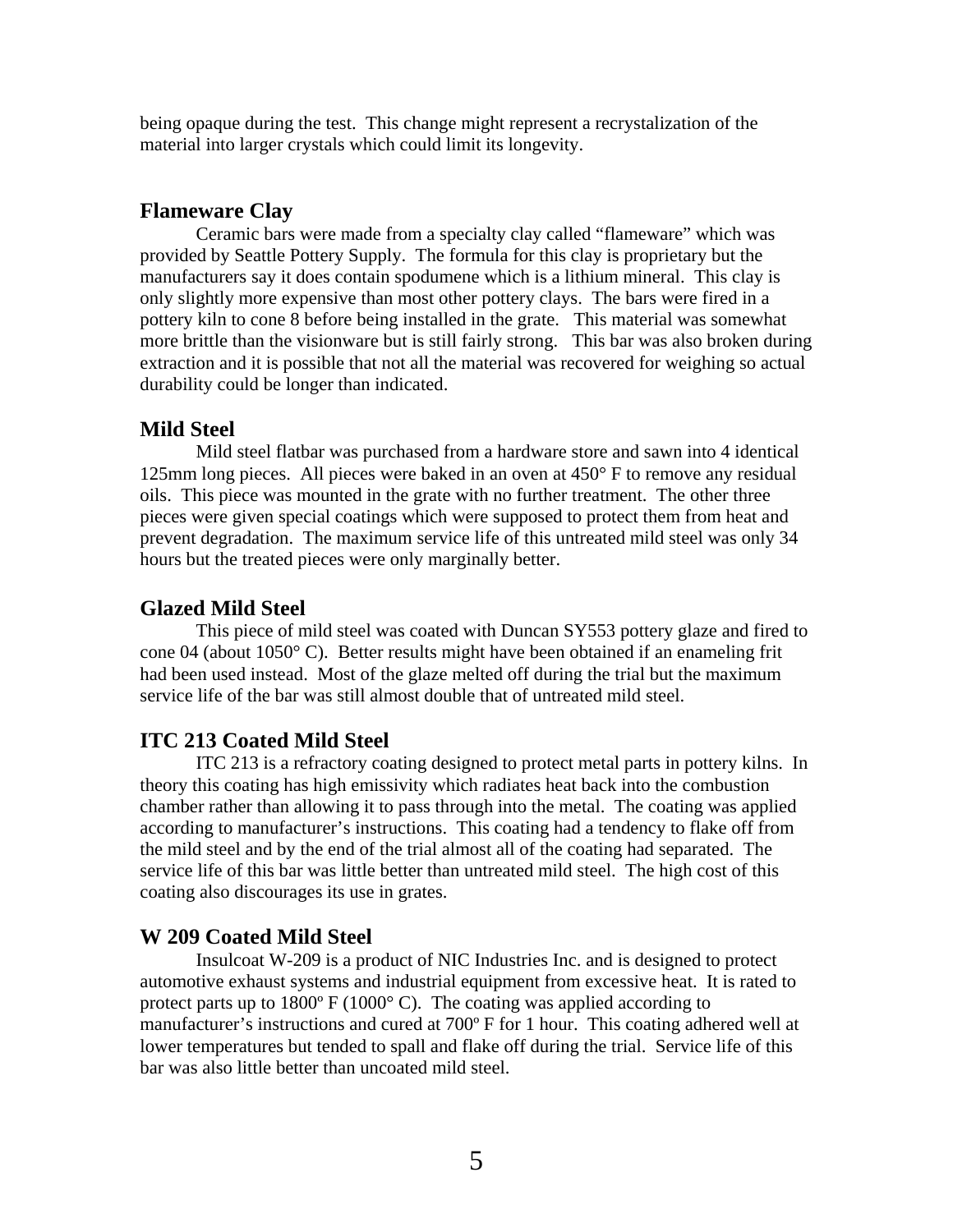being opaque during the test. This change might represent a recrystalization of the material into larger crystals which could limit its longevity.

## Flameware Clay

Ceramic bars were made from a specialty clay called "flameware" which was provided by Seattle Pottery Supply. The formula for this clay is proprietary but the manufacturers say it does contain spodumene which is a lithium mineral. This clay is only slightly more expensive than most other pottery clays. The bars were fired in a pottery kiln to cone 8 before being installed in the grate. This material was somewhat more brittle than the visionware but is still fairly strong. This bar was also broken during extraction and it is possible that not all the material was recovered for weighing so actual durability could be longer than indicated.

## Mild Steel

Mild steel flatbar was purchased from a hardware store and sawn into 4 identical 125mm long pieces. All pieces were baked in an oven at 450° F to remove any residual oils. This piece was mounted in the grate with no further treatment. The other three pieces were given special coatings which were supposed to protect them from heat and prevent degradation. The maximum service life of this untreated mild steel was only 34 hours but the treated pieces were only marginally better.

## Glazed Mild Steel

This piece of mild steel was coated with Duncan SY553 pottery glaze and fired to cone 04 (about 1050° C). Better results might have been obtained if an enameling frit had been used instead. Most of the glaze melted off during the trial but the maximum service life of the bar was still almost double that of untreated mild steel.

## ITC 213 Coated Mild Steel

ITC 213 is a refractory coating designed to protect metal parts in pottery kilns. In theory this coating has high emissivity which radiates heat back into the combustion chamber rather than allowing it to pass through into the metal. The coating was applied according to manufacturer's instructions. This coating had a tendency to flake off from the mild steel and by the end of the trial almost all of the coating had separated. The service life of this bar was little better than untreated mild steel. The high cost of this coating also discourages its use in grates.

## W 209 Coated Mild Steel

Insulcoat W-209 is a product of NIC Industries Inc. and is designed to protect automotive exhaust systems and industrial equipment from excessive heat. It is rated to protect parts up to 1800º F (1000° C). The coating was applied according to manufacturer's instructions and cured at 700º F for 1 hour. This coating adhered well at lower temperatures but tended to spall and flake off during the trial. Service life of this bar was also little better than uncoated mild steel.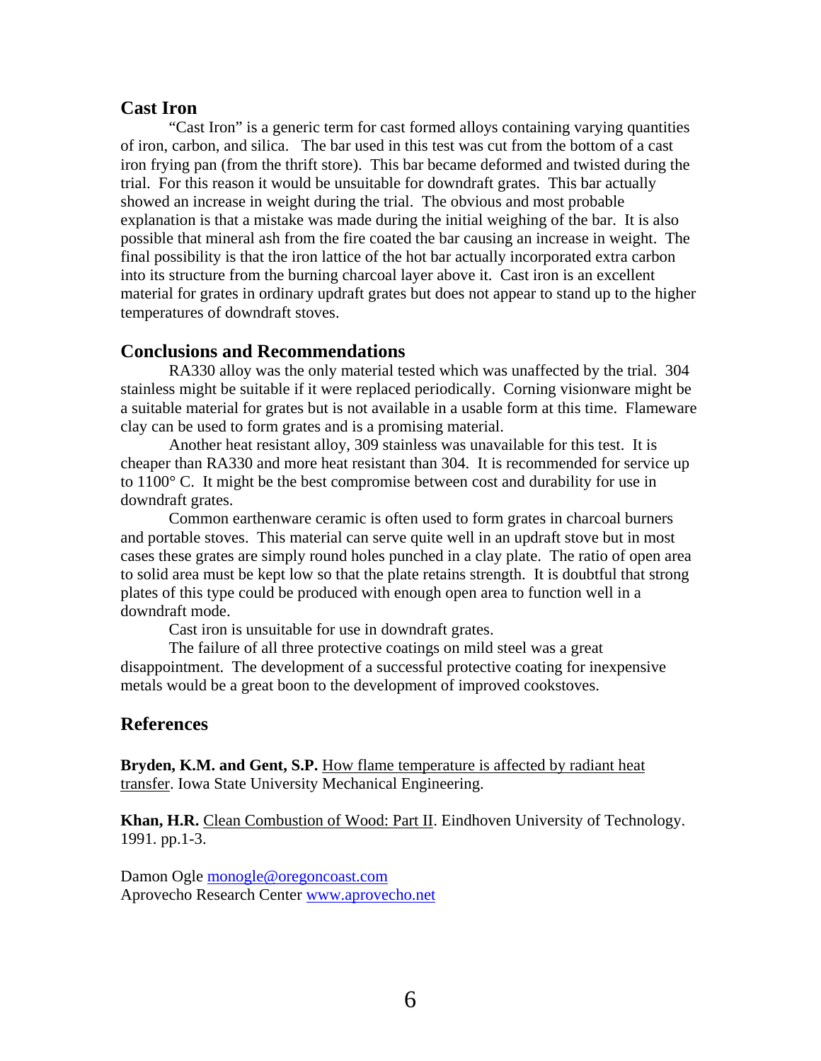## Cast Iron

"Cast Iron" is a generic term for cast formed alloys containing varying quantities of iron, carbon, and silica. The bar used in this test was cut from the bottom of a cast iron frying pan (from the thrift store). This bar became deformed and twisted during the trial. For this reason it would be unsuitable for downdraft grates. This bar actually showed an increase in weight during the trial. The obvious and most probable explanation is that a mistake was made during the initial weighing of the bar. It is also possible that mineral ash from the fire coated the bar causing an increase in weight. The final possibility is that the iron lattice of the hot bar actually incorporated extra carbon into its structure from the burning charcoal layer above it. Cast iron is an excellent material for grates in ordinary updraft grates but does not appear to stand up to the higher temperatures of downdraft stoves.

## Conclusions and Recommendations

RA330 alloy was the only material tested which was unaffected by the trial. 304 stainless might be suitable if it were replaced periodically. Corning visionware might be a suitable material for grates but is not available in a usable form at this time. Flameware clay can be used to form grates and is a promising material.

Another heat resistant alloy, 309 stainless was unavailable for this test. It is cheaper than RA330 and more heat resistant than 304. It is recommended for service up to 1100° C. It might be the best compromise between cost and durability for use in downdraft grates.

Common earthenware ceramic is often used to form grates in charcoal burners and portable stoves. This material can serve quite well in an updraft stove but in most cases these grates are simply round holes punched in a clay plate. The ratio of open area to solid area must be kept low so that the plate retains strength. It is doubtful that strong plates of this type could be produced with enough open area to function well in a downdraft mode.

Cast iron is unsuitable for use in downdraft grates.

The failure of all three protective coatings on mild steel was a great disappointment. The development of a successful protective coating for inexpensive metals would be a great boon to the development of improved cookstoves.

## References

**Bryden, K.M. and Gent, S.P.** How flame temperature is affected by radiant heat transfer. Iowa State University Mechanical Engineering.

**Khan, H.R.** Clean Combustion of Wood: Part II. Eindhoven University of Technology. 1991. pp.1-3.

Damon Ogle monogle@oregoncoast.com
Aprovecho Research Center www.aprovecho.net